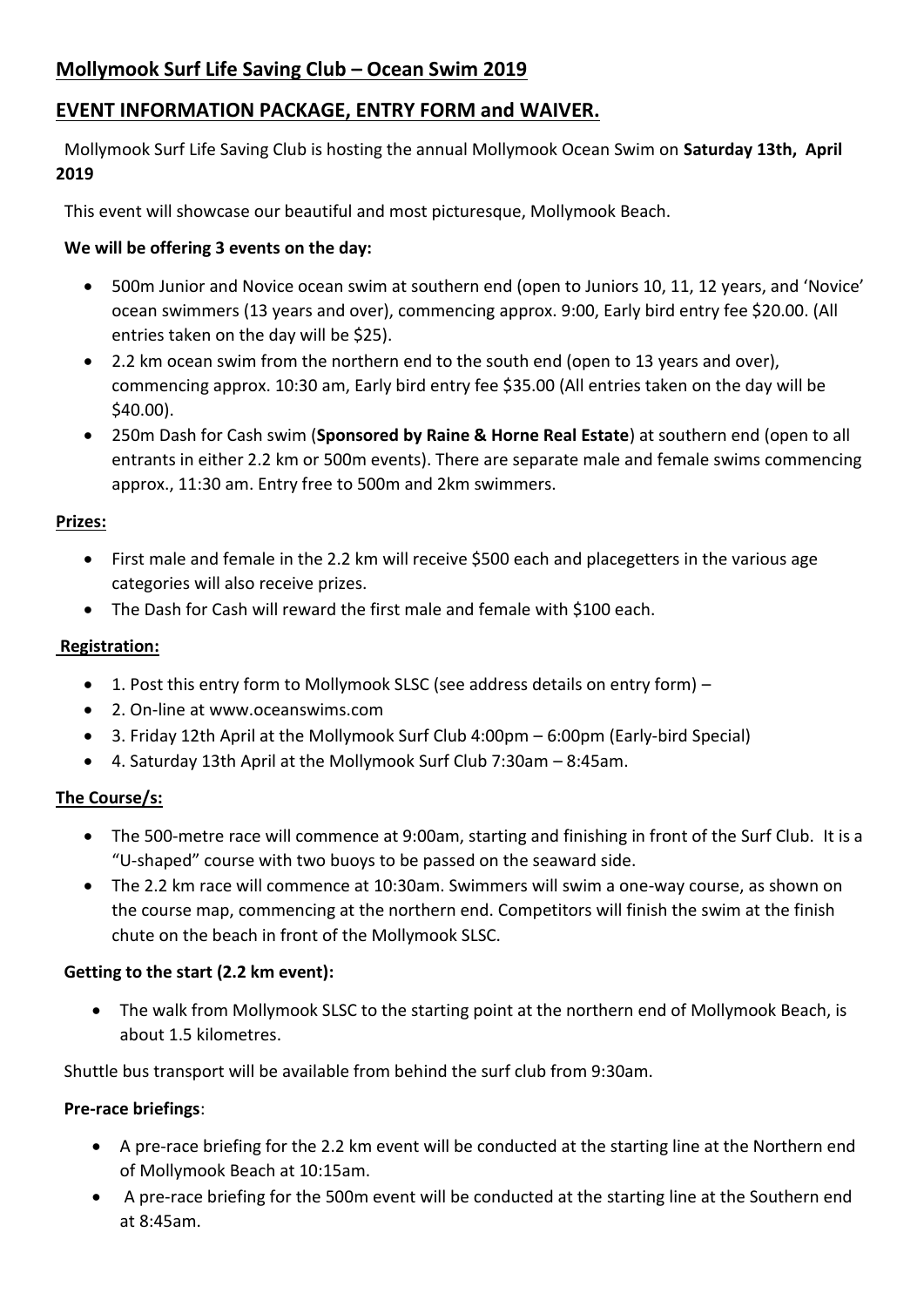## Mollymook Surf Life Saving Club – Ocean Swim 2019

## EVENT INFORMATION PACKAGE, ENTRY FORM and WAIVER.

Mollymook Surf Life Saving Club is hosting the annual Mollymook Ocean Swim on **Saturday 13th, April 2019**

This event will showcase our beautiful and most picturesque, Mollymook Beach.

**We will be offering 3 events on the day:**

- 500m Junior and Novice ocean swim at southern end (open to Juniors 10, 11, 12 years, and 'Novice' ocean swimmers (13 years and over), commencing approx. 9:00, Early bird entry fee $20.00. (All entries taken on the day will be $25).
- 2.2 km ocean swim from the northern end to the south end (open to 13 years and over), commencing approx. 10:30 am, Early bird entry fee $35.00 (All entries taken on the day will be $40.00).
- 250m Dash for Cash swim (**Sponsored by Raine & Horne Real Estate**) at southern end (open to all entrants in either 2.2 km or 500m events). There are separate male and female swims commencing approx., 11:30 am. Entry free to 500m and 2km swimmers.

### Prizes:

- First male and female in the 2.2 km will receive $500 each and placegetters in the various age categories will also receive prizes.
- The Dash for Cash will reward the first male and female with $100 each.

### Registration:

- 1. Post this entry form to Mollymook SLSC (see address details on entry form) –
- 2. On-line at www.oceanswims.com
- 3. Friday 12th April at the Mollymook Surf Club 4:00pm – 6:00pm (Early-bird Special)
- 4. Saturday 13th April at the Mollymook Surf Club 7:30am – 8:45am.

### The Course/s:

- The 500-metre race will commence at 9:00am, starting and finishing in front of the Surf Club. It is a "U-shaped" course with two buoys to be passed on the seaward side.
- The 2.2 km race will commence at 10:30am. Swimmers will swim a one-way course, as shown on the course map, commencing at the northern end. Competitors will finish the swim at the finish chute on the beach in front of the Mollymook SLSC.

### Getting to the start (2.2 km event):

- The walk from Mollymook SLSC to the starting point at the northern end of Mollymook Beach, is about 1.5 kilometres.

Shuttle bus transport will be available from behind the surf club from 9:30am.

### Pre-race briefings:

- A pre-race briefing for the 2.2 km event will be conducted at the starting line at the Northern end of Mollymook Beach at 10:15am.
- A pre-race briefing for the 500m event will be conducted at the starting line at the Southern end at 8:45am.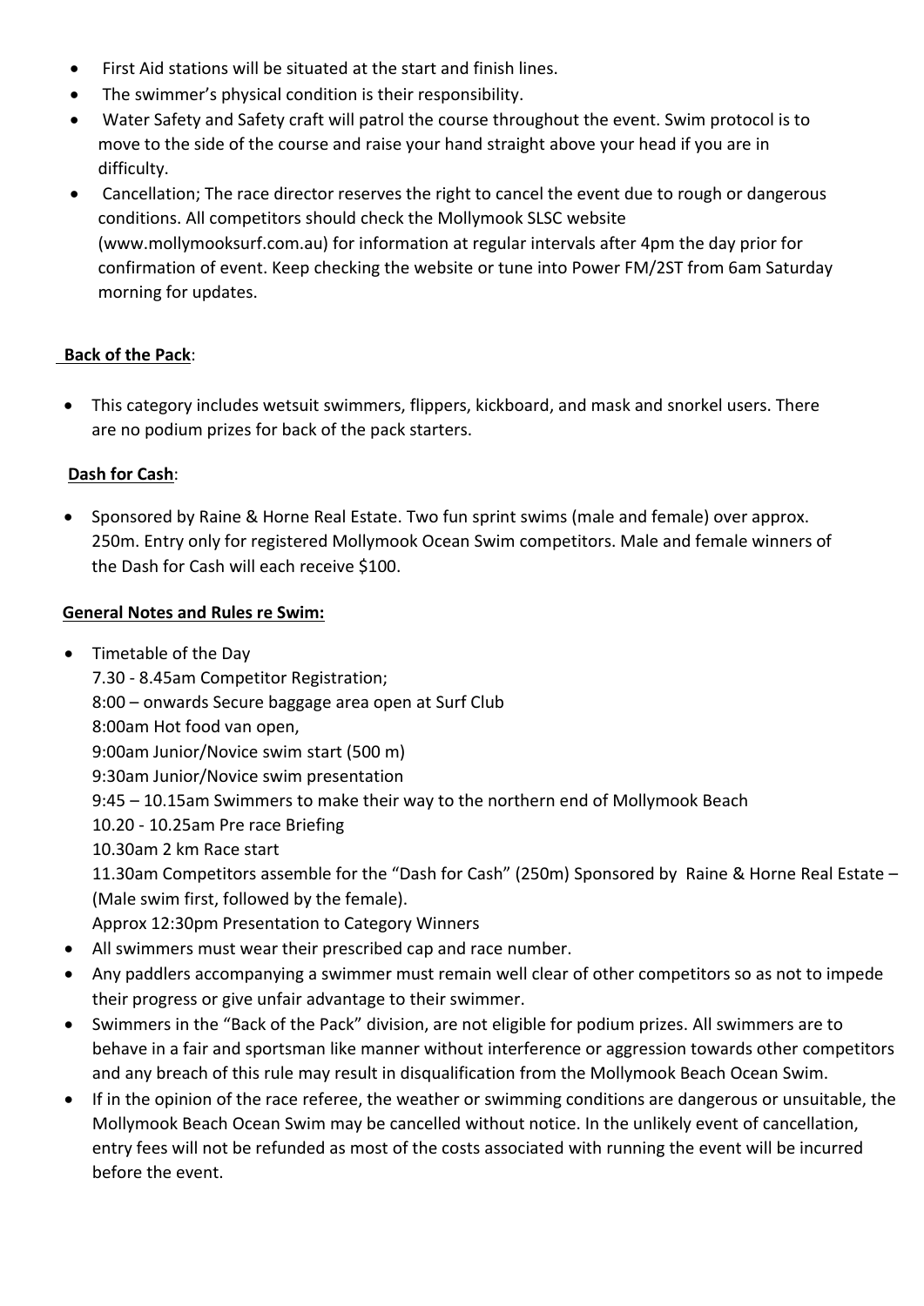- First Aid stations will be situated at the start and finish lines.
- The swimmer's physical condition is their responsibility.
- Water Safety and Safety craft will patrol the course throughout the event. Swim protocol is to move to the side of the course and raise your hand straight above your head if you are in difficulty.
- Cancellation; The race director reserves the right to cancel the event due to rough or dangerous conditions. All competitors should check the Mollymook SLSC website (www.mollymooksurf.com.au) for information at regular intervals after 4pm the day prior for confirmation of event. Keep checking the website or tune into Power FM/2ST from 6am Saturday morning for updates.

**Back of the Pack**:

- This category includes wetsuit swimmers, flippers, kickboard, and mask and snorkel users. There are no podium prizes for back of the pack starters.

**Dash for Cash**:

- Sponsored by Raine & Horne Real Estate. Two fun sprint swims (male and female) over approx. 250m. Entry only for registered Mollymook Ocean Swim competitors. Male and female winners of the Dash for Cash will each receive $100.

**General Notes and Rules re Swim:**

- Timetable of the Day
  7.30 - 8.45am Competitor Registration;
  8:00 – onwards Secure baggage area open at Surf Club
  8:00am Hot food van open,
  9:00am Junior/Novice swim start (500 m)
  9:30am Junior/Novice swim presentation
  9:45 – 10.15am Swimmers to make their way to the northern end of Mollymook Beach
  10.20 - 10.25am Pre race Briefing
  10.30am 2 km Race start
  11.30am Competitors assemble for the "Dash for Cash" (250m) Sponsored by Raine & Horne Real Estate – (Male swim first, followed by the female).
  Approx 12:30pm Presentation to Category Winners
- All swimmers must wear their prescribed cap and race number.
- Any paddlers accompanying a swimmer must remain well clear of other competitors so as not to impede their progress or give unfair advantage to their swimmer.
- Swimmers in the "Back of the Pack" division, are not eligible for podium prizes. All swimmers are to behave in a fair and sportsman like manner without interference or aggression towards other competitors and any breach of this rule may result in disqualification from the Mollymook Beach Ocean Swim.
- If in the opinion of the race referee, the weather or swimming conditions are dangerous or unsuitable, the Mollymook Beach Ocean Swim may be cancelled without notice. In the unlikely event of cancellation, entry fees will not be refunded as most of the costs associated with running the event will be incurred before the event.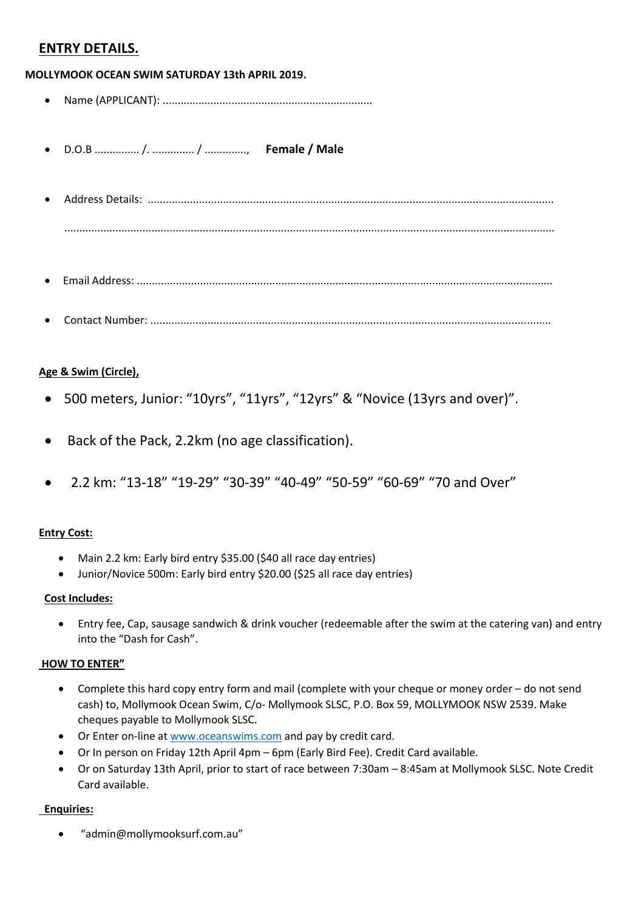## ENTRY DETAILS.

**MOLLYMOOK OCEAN SWIM SATURDAY 13th APRIL 2019.**

- Name (APPLICANT): .....................................................................
- D.O.B ............... /. .............. / .............., **Female / Male**
- Address Details: ......................................................................................................................................

  ................................................................................................................................................................
- Email Address: ........................................................................................................................................
- Contact Number: ...................................................................................................................................

**Age & Swim (Circle),**

- 500 meters, Junior: "10yrs", "11yrs", "12yrs" & "Novice (13yrs and over)".
- Back of the Pack, 2.2km (no age classification).
- 2.2 km: "13-18" "19-29" "30-39" "40-49" "50-59" "60-69" "70 and Over"

**Entry Cost:**

- Main 2.2 km: Early bird entry $35.00 ($40 all race day entries)
- Junior/Novice 500m: Early bird entry $20.00 ($25 all race day entries)

**Cost Includes:**

- Entry fee, Cap, sausage sandwich & drink voucher (redeemable after the swim at the catering van) and entry into the "Dash for Cash".

**HOW TO ENTER"**

- Complete this hard copy entry form and mail (complete with your cheque or money order – do not send cash) to, Mollymook Ocean Swim, C/o- Mollymook SLSC, P.O. Box 59, MOLLYMOOK NSW 2539. Make cheques payable to Mollymook SLSC.
- Or Enter on-line at www.oceanswims.com and pay by credit card.
- Or In person on Friday 12th April 4pm – 6pm (Early Bird Fee). Credit Card available.
- Or on Saturday 13th April, prior to start of race between 7:30am – 8:45am at Mollymook SLSC. Note Credit Card available.

**Enquiries:**

- "admin@mollymooksurf.com.au"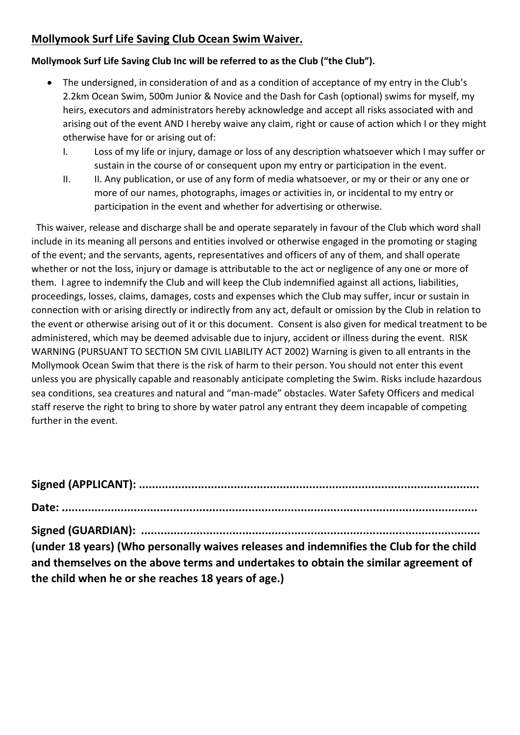## Mollymook Surf Life Saving Club Ocean Swim Waiver.

**Mollymook Surf Life Saving Club Inc will be referred to as the Club ("the Club").**

- The undersigned, in consideration of and as a condition of acceptance of my entry in the Club's 2.2km Ocean Swim, 500m Junior & Novice and the Dash for Cash (optional) swims for myself, my heirs, executors and administrators hereby acknowledge and accept all risks associated with and arising out of the event AND I hereby waive any claim, right or cause of action which I or they might otherwise have for or arising out of:
  - I. Loss of my life or injury, damage or loss of any description whatsoever which I may suffer or sustain in the course of or consequent upon my entry or participation in the event.
  - II. II. Any publication, or use of any form of media whatsoever, or my or their or any one or more of our names, photographs, images or activities in, or incidental to my entry or participation in the event and whether for advertising or otherwise.

This waiver, release and discharge shall be and operate separately in favour of the Club which word shall include in its meaning all persons and entities involved or otherwise engaged in the promoting or staging of the event; and the servants, agents, representatives and officers of any of them, and shall operate whether or not the loss, injury or damage is attributable to the act or negligence of any one or more of them. I agree to indemnify the Club and will keep the Club indemnified against all actions, liabilities, proceedings, losses, claims, damages, costs and expenses which the Club may suffer, incur or sustain in connection with or arising directly or indirectly from any act, default or omission by the Club in relation to the event or otherwise arising out of it or this document. Consent is also given for medical treatment to be administered, which may be deemed advisable due to injury, accident or illness during the event. RISK WARNING (PURSUANT TO SECTION 5M CIVIL LIABILITY ACT 2002) Warning is given to all entrants in the Mollymook Ocean Swim that there is the risk of harm to their person. You should not enter this event unless you are physically capable and reasonably anticipate completing the Swim. Risks include hazardous sea conditions, sea creatures and natural and "man-made" obstacles. Water Safety Officers and medical staff reserve the right to bring to shore by water patrol any entrant they deem incapable of competing further in the event.

**Signed (APPLICANT): ........................................................................................................**

**Date: ..................................................................................................................................**

**Signed (GUARDIAN): .........................................................................................................**
**(under 18 years) (Who personally waives releases and indemnifies the Club for the child and themselves on the above terms and undertakes to obtain the similar agreement of the child when he or she reaches 18 years of age.)**